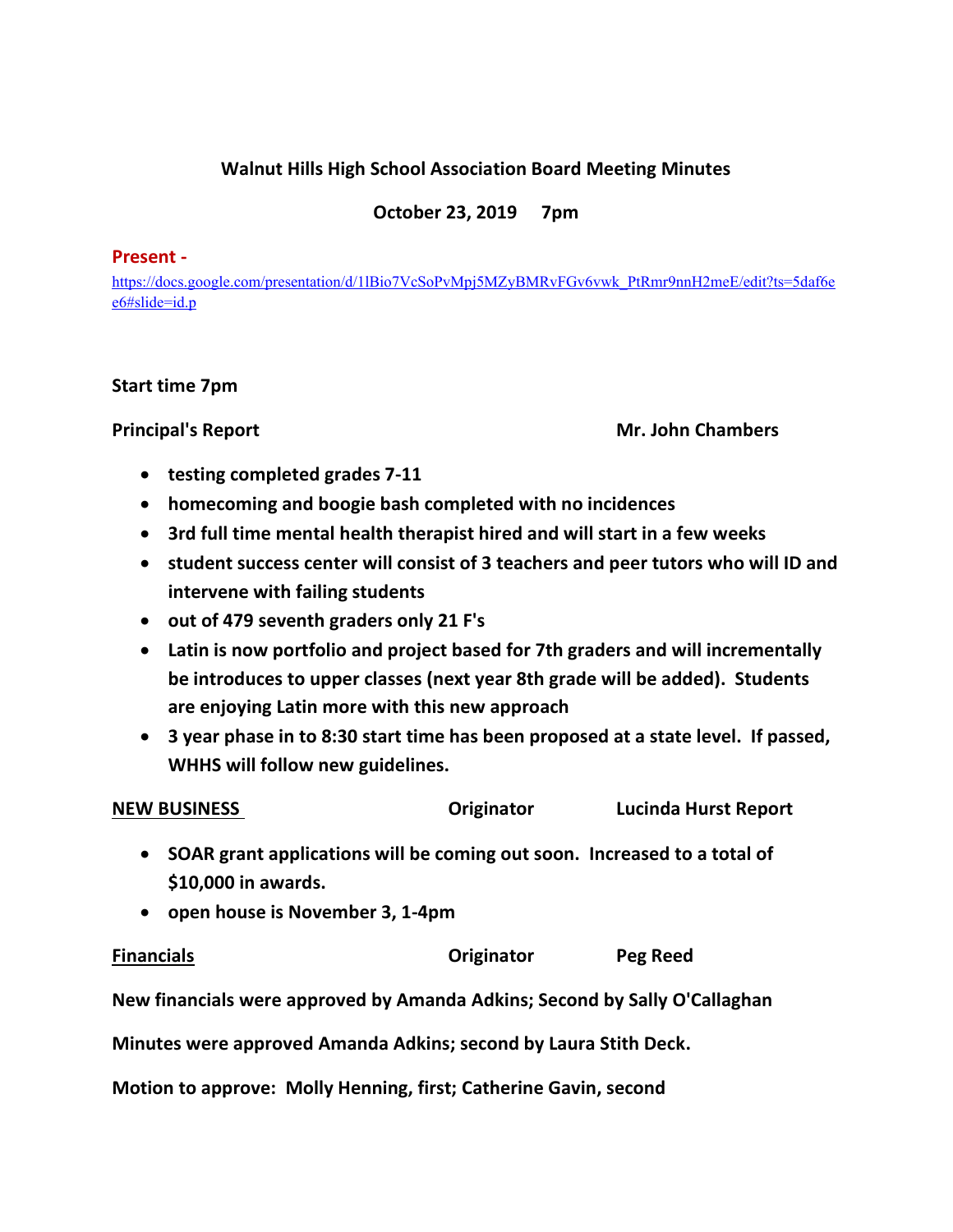# Walnut Hills High School Association Board Meeting Minutes

**October 23, 2019 7pm**

**Present -**
https://docs.google.com/presentation/d/1lBio7VcSoPvMpj5MZyBMRvFGv6vwk_PtRmr9nnH2meE/edit?ts=5daf6ee6#slide=id.p

**Start time 7pm**

**Principal's Report** **Mr. John Chambers**

- **testing completed grades 7-11**
- **homecoming and boogie bash completed with no incidences**
- **3rd full time mental health therapist hired and will start in a few weeks**
- **student success center will consist of 3 teachers and peer tutors who will ID and intervene with failing students**
- **out of 479 seventh graders only 21 F's**
- **Latin is now portfolio and project based for 7th graders and will incrementally be introduces to upper classes (next year 8th grade will be added). Students are enjoying Latin more with this new approach**
- **3 year phase in to 8:30 start time has been proposed at a state level. If passed, WHHS will follow new guidelines.**

**NEW BUSINESS** **Originator** **Lucinda Hurst Report**

- **SOAR grant applications will be coming out soon. Increased to a total of $10,000 in awards.**
- **open house is November 3, 1-4pm**

**Financials** **Originator** **Peg Reed**

**New financials were approved by Amanda Adkins; Second by Sally O'Callaghan**

**Minutes were approved Amanda Adkins; second by Laura Stith Deck.**

**Motion to approve: Molly Henning, first; Catherine Gavin, second**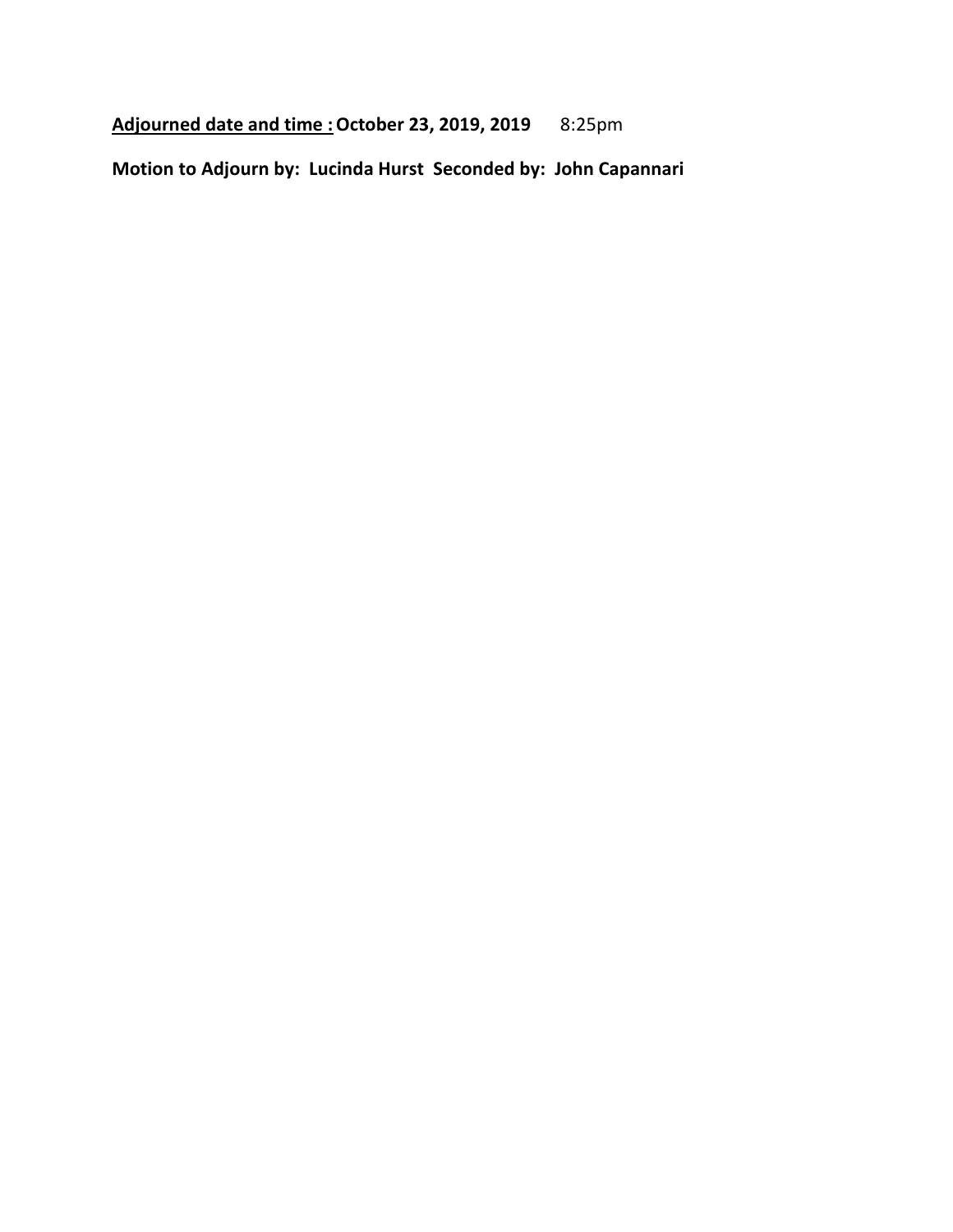**<u>Adjourned date and time :</u> October 23, 2019, 2019** 8:25pm

**Motion to Adjourn by: Lucinda Hurst Seconded by: John Capannari**